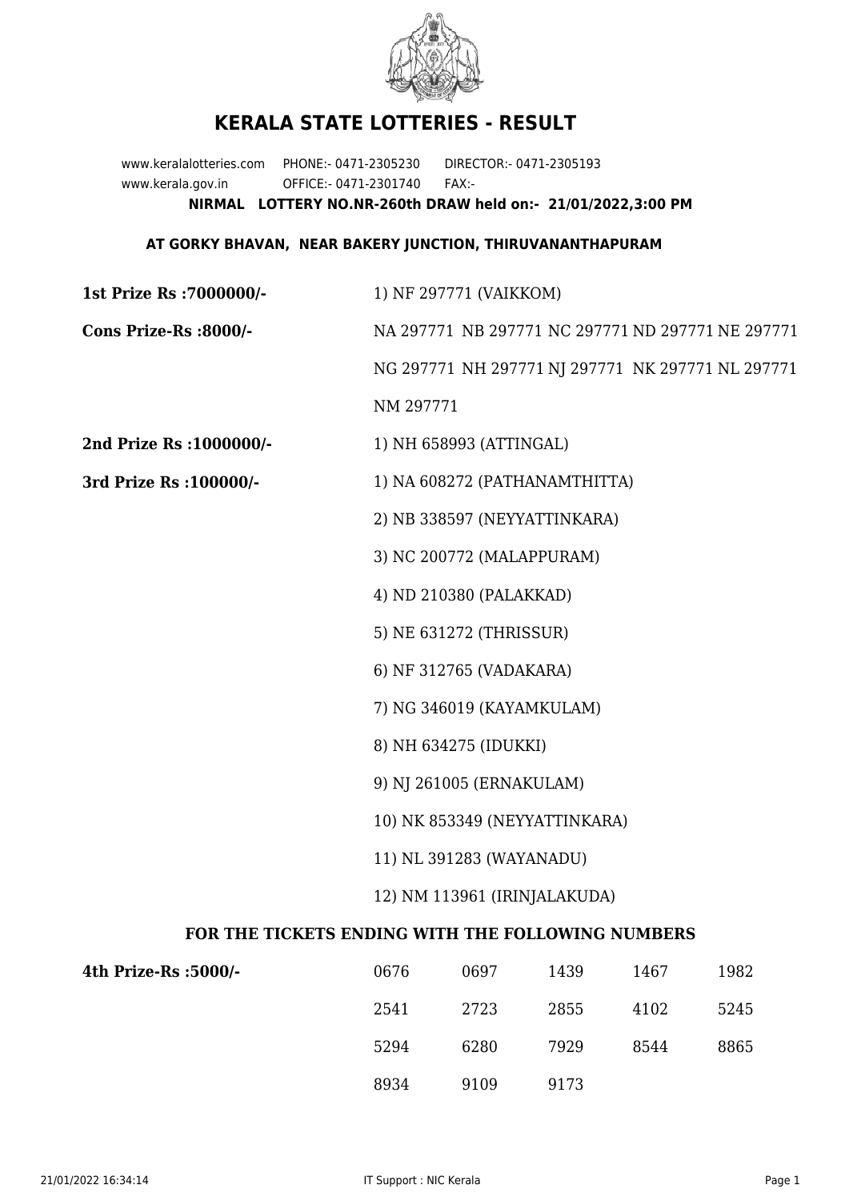# KERALA STATE LOTTERIES - RESULT

www.keralalotteries.com PHONE:- 0471-2305230 DIRECTOR:- 0471-2305193
www.kerala.gov.in OFFICE:- 0471-2301740 FAX:-

**NIRMAL LOTTERY NO.NR-260th DRAW held on:- 21/01/2022,3:00 PM**

**AT GORKY BHAVAN, NEAR BAKERY JUNCTION, THIRUVANANTHAPURAM**

**1st Prize Rs :7000000/-** 1) NF 297771 (VAIKKOM)

**Cons Prize-Rs :8000/-** NA 297771 NB 297771 NC 297771 ND 297771 NE 297771 NG 297771 NH 297771 NJ 297771 NK 297771 NL 297771 NM 297771

**2nd Prize Rs :1000000/-** 1) NH 658993 (ATTINGAL)

**3rd Prize Rs :100000/-**

1) NA 608272 (PATHANAMTHITTA)
2) NB 338597 (NEYYATTINKARA)
3) NC 200772 (MALAPPURAM)
4) ND 210380 (PALAKKAD)
5) NE 631272 (THRISSUR)
6) NF 312765 (VADAKARA)
7) NG 346019 (KAYAMKULAM)
8) NH 634275 (IDUKKI)
9) NJ 261005 (ERNAKULAM)
10) NK 853349 (NEYYATTINKARA)
11) NL 391283 (WAYANADU)
12) NM 113961 (IRINJALAKUDA)

## FOR THE TICKETS ENDING WITH THE FOLLOWING NUMBERS

**4th Prize-Rs :5000/-**

| | | | | |
|---|---|---|---|---|
| 0676 | 0697 | 1439 | 1467 | 1982 |
| 2541 | 2723 | 2855 | 4102 | 5245 |
| 5294 | 6280 | 7929 | 8544 | 8865 |
| 8934 | 9109 | 9173 | | |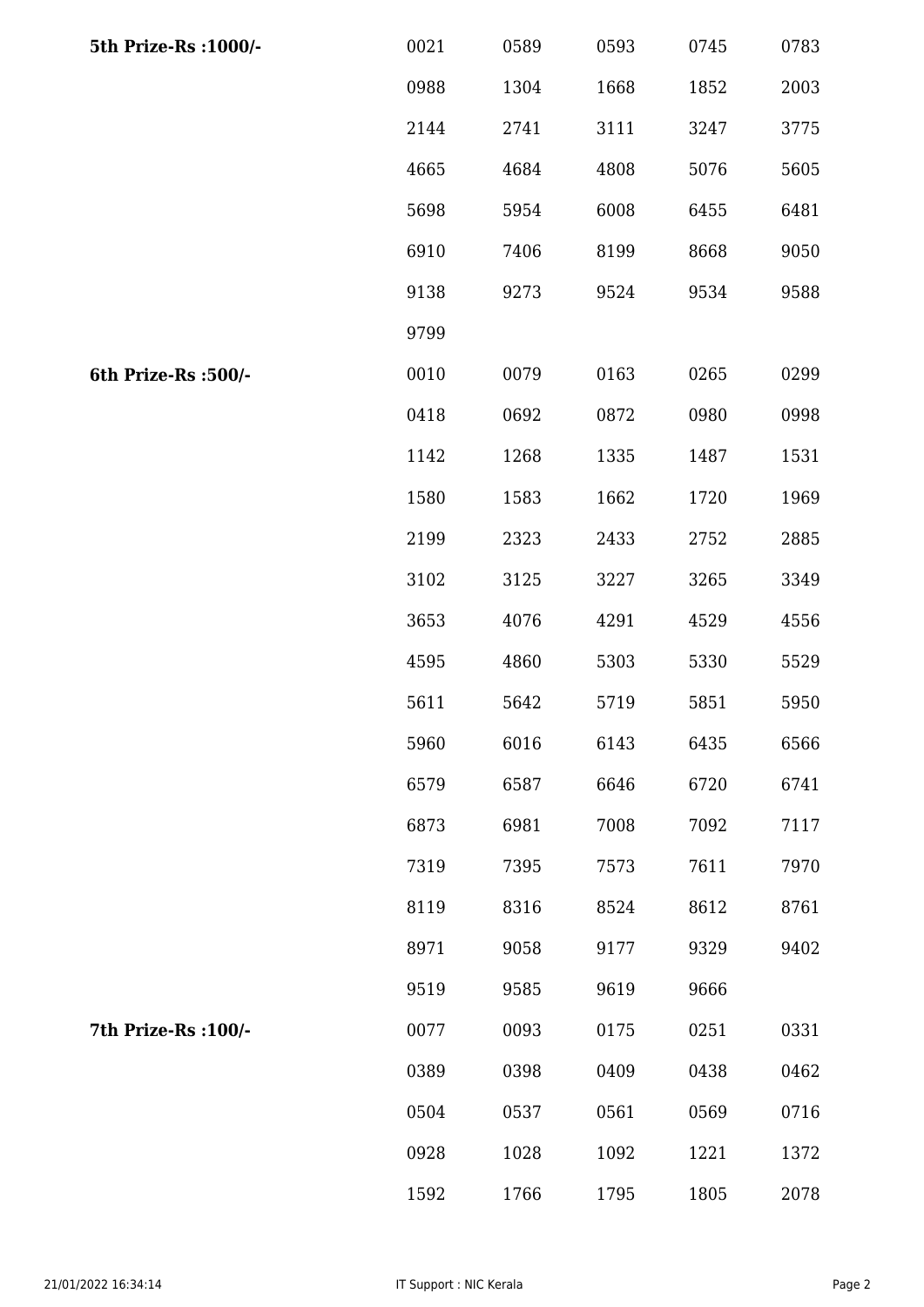| | | | | | |
|---|---|---|---|---|---|
| **5th Prize-Rs :1000/-** | 0021 | 0589 | 0593 | 0745 | 0783 |
| | 0988 | 1304 | 1668 | 1852 | 2003 |
| | 2144 | 2741 | 3111 | 3247 | 3775 |
| | 4665 | 4684 | 4808 | 5076 | 5605 |
| | 5698 | 5954 | 6008 | 6455 | 6481 |
| | 6910 | 7406 | 8199 | 8668 | 9050 |
| | 9138 | 9273 | 9524 | 9534 | 9588 |
| | 9799 | | | | |
| **6th Prize-Rs :500/-** | 0010 | 0079 | 0163 | 0265 | 0299 |
| | 0418 | 0692 | 0872 | 0980 | 0998 |
| | 1142 | 1268 | 1335 | 1487 | 1531 |
| | 1580 | 1583 | 1662 | 1720 | 1969 |
| | 2199 | 2323 | 2433 | 2752 | 2885 |
| | 3102 | 3125 | 3227 | 3265 | 3349 |
| | 3653 | 4076 | 4291 | 4529 | 4556 |
| | 4595 | 4860 | 5303 | 5330 | 5529 |
| | 5611 | 5642 | 5719 | 5851 | 5950 |
| | 5960 | 6016 | 6143 | 6435 | 6566 |
| | 6579 | 6587 | 6646 | 6720 | 6741 |
| | 6873 | 6981 | 7008 | 7092 | 7117 |
| | 7319 | 7395 | 7573 | 7611 | 7970 |
| | 8119 | 8316 | 8524 | 8612 | 8761 |
| | 8971 | 9058 | 9177 | 9329 | 9402 |
| | 9519 | 9585 | 9619 | 9666 | |
| **7th Prize-Rs :100/-** | 0077 | 0093 | 0175 | 0251 | 0331 |
| | 0389 | 0398 | 0409 | 0438 | 0462 |
| | 0504 | 0537 | 0561 | 0569 | 0716 |
| | 0928 | 1028 | 1092 | 1221 | 1372 |
| | 1592 | 1766 | 1795 | 1805 | 2078 |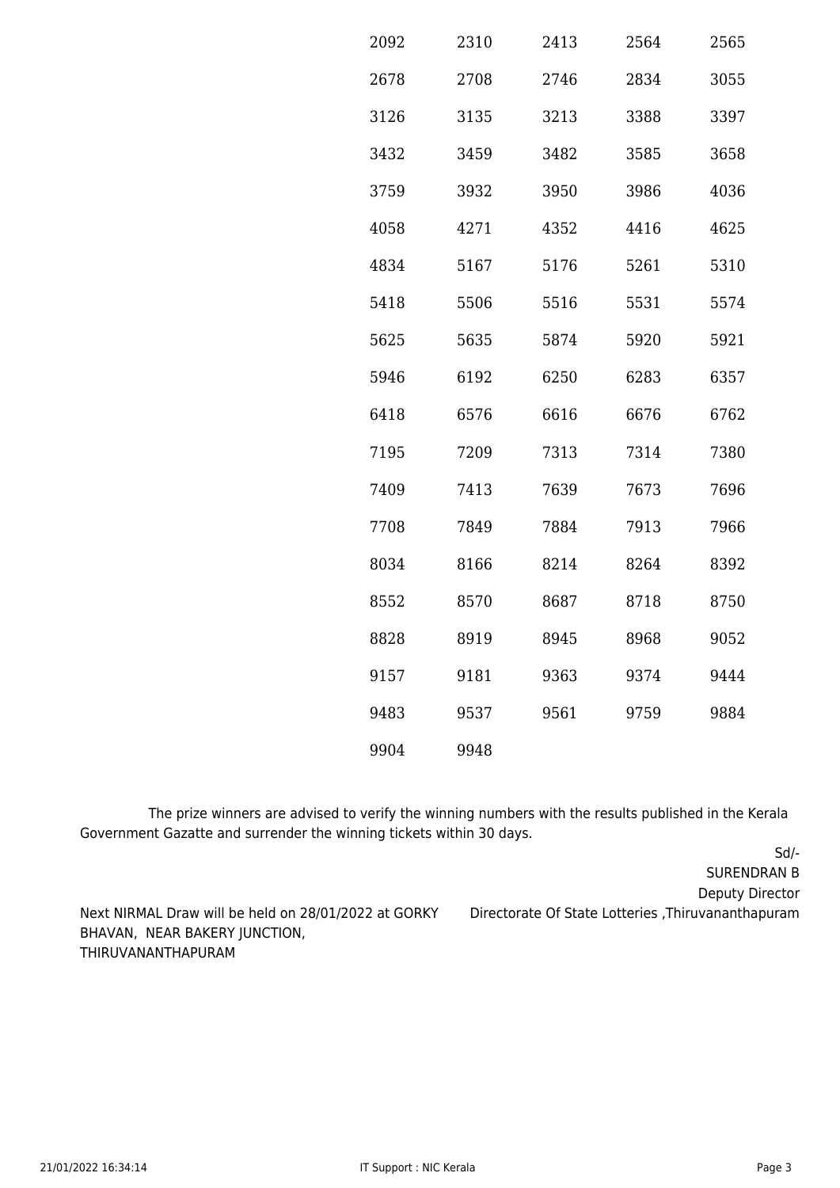| | | | | |
|---|---|---|---|---|
| 2092 | 2310 | 2413 | 2564 | 2565 |
| 2678 | 2708 | 2746 | 2834 | 3055 |
| 3126 | 3135 | 3213 | 3388 | 3397 |
| 3432 | 3459 | 3482 | 3585 | 3658 |
| 3759 | 3932 | 3950 | 3986 | 4036 |
| 4058 | 4271 | 4352 | 4416 | 4625 |
| 4834 | 5167 | 5176 | 5261 | 5310 |
| 5418 | 5506 | 5516 | 5531 | 5574 |
| 5625 | 5635 | 5874 | 5920 | 5921 |
| 5946 | 6192 | 6250 | 6283 | 6357 |
| 6418 | 6576 | 6616 | 6676 | 6762 |
| 7195 | 7209 | 7313 | 7314 | 7380 |
| 7409 | 7413 | 7639 | 7673 | 7696 |
| 7708 | 7849 | 7884 | 7913 | 7966 |
| 8034 | 8166 | 8214 | 8264 | 8392 |
| 8552 | 8570 | 8687 | 8718 | 8750 |
| 8828 | 8919 | 8945 | 8968 | 9052 |
| 9157 | 9181 | 9363 | 9374 | 9444 |
| 9483 | 9537 | 9561 | 9759 | 9884 |
| 9904 | 9948 | | | |

The prize winners are advised to verify the winning numbers with the results published in the Kerala Government Gazatte and surrender the winning tickets within 30 days.

Sd/-
SURENDRAN B
Deputy Director
Directorate Of State Lotteries ,Thiruvananthapuram

Next NIRMAL Draw will be held on 28/01/2022 at GORKY BHAVAN, NEAR BAKERY JUNCTION, THIRUVANANTHAPURAM

21/01/2022 16:34:14

IT Support : NIC Kerala